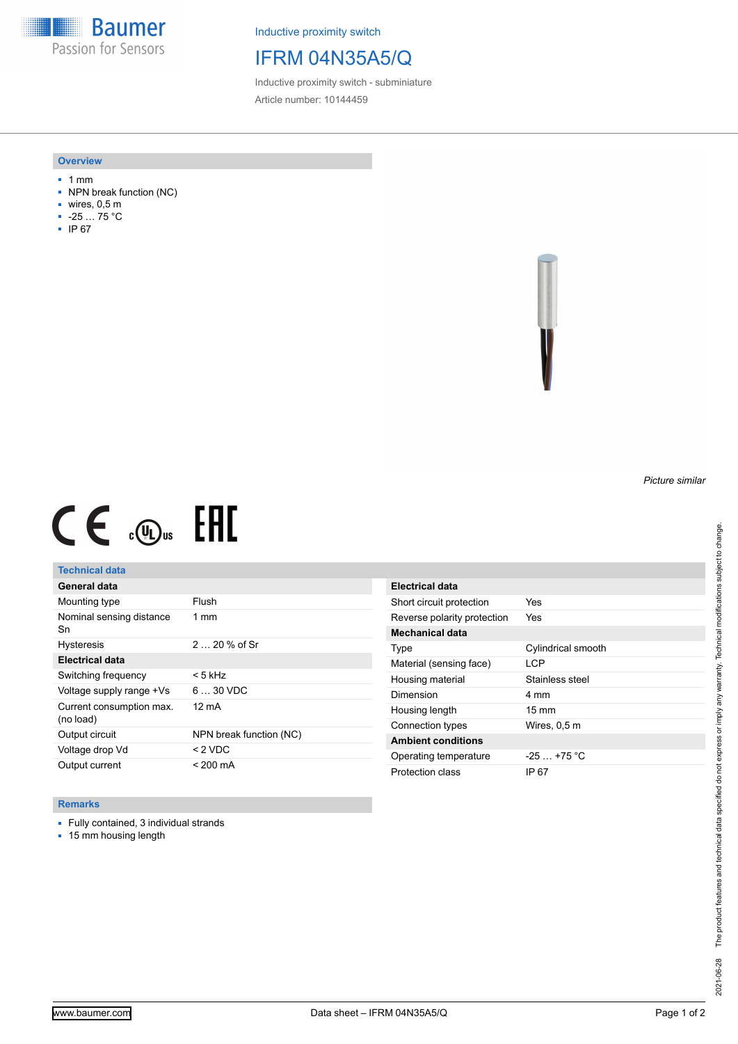Baumer
Passion for Sensors

Inductive proximity switch

# IFRM 04N35A5/Q

Inductive proximity switch - subminiature

Article number: 10144459

## Overview

- 1 mm
- NPN break function (NC)
- wires, 0,5 m
- -25 … 75 °C
- IP 67

*Picture similar*

## Technical data

| General data | |
|---|---|
| Mounting type | Flush |
| Nominal sensing distance Sn | 1 mm |
| Hysteresis | 2 … 20 % of Sr |
| **Electrical data** | |
| Switching frequency | < 5 kHz |
| Voltage supply range +Vs | 6 … 30 VDC |
| Current consumption max. (no load) | 12 mA |
| Output circuit | NPN break function (NC) |
| Voltage drop Vd | < 2 VDC |
| Output current | < 200 mA |

| Electrical data | |
|---|---|
| Short circuit protection | Yes |
| Reverse polarity protection | Yes |
| **Mechanical data** | |
| Type | Cylindrical smooth |
| Material (sensing face) | LCP |
| Housing material | Stainless steel |
| Dimension | 4 mm |
| Housing length | 15 mm |
| Connection types | Wires, 0,5 m |
| **Ambient conditions** | |
| Operating temperature | -25 … +75 °C |
| Protection class | IP 67 |

## Remarks

- Fully contained, 3 individual strands
- 15 mm housing length

The product features and technical data specified do not express or imply any warranty. Technical modifications subject to change.

2021-06-28

www.baumer.com

Data sheet – IFRM 04N35A5/Q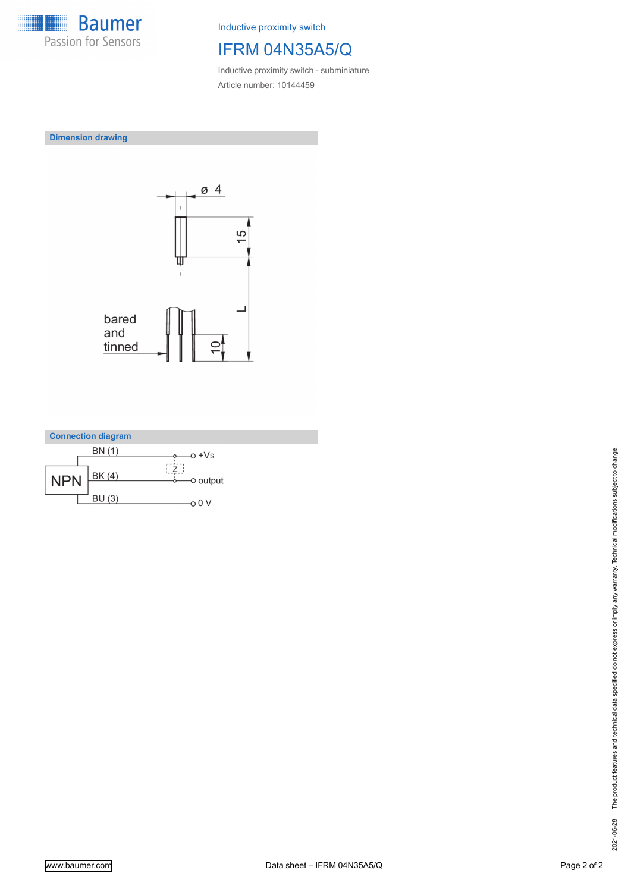Inductive proximity switch

# IFRM 04N35A5/Q

Inductive proximity switch - subminiature

Article number: 10144459

## Dimension drawing

ø 4

15

L

bared
and
tinned

10

## Connection diagram

NPN

BN (1)

BK (4)

BU (3)

+Vs

Z

output

0 V

2021-06-28 The product features and technical data specified do not express or imply any warranty. Technical modifications subject to change.

www.baumer.com

Data sheet – IFRM 04N35A5/Q